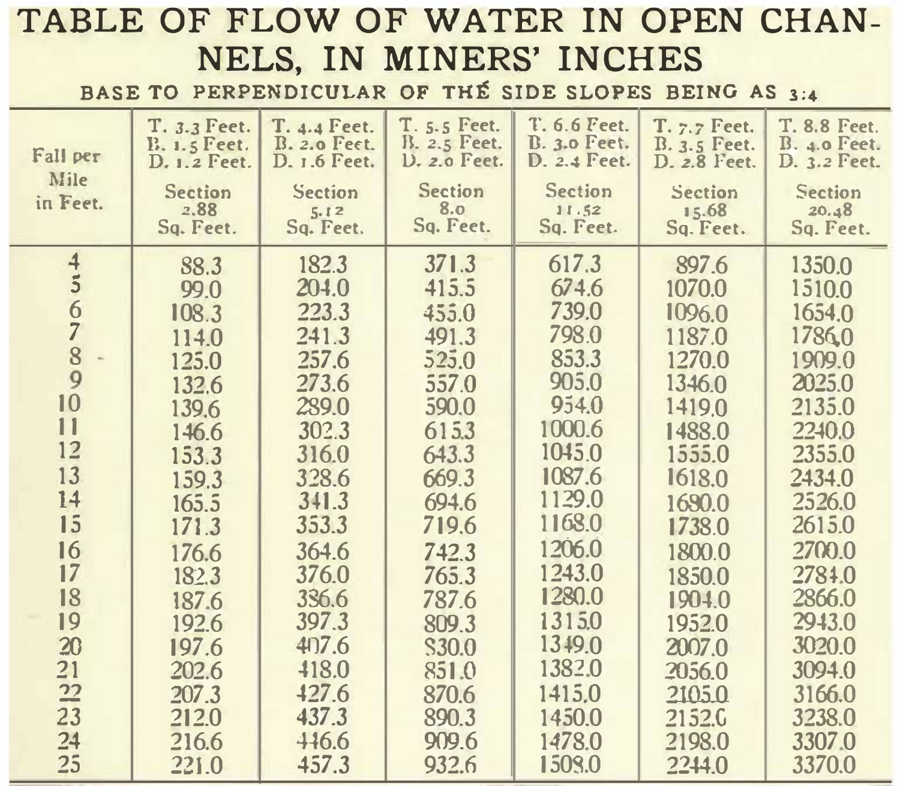# TABLE OF FLOW OF WATER IN OPEN CHANNELS, IN MINERS' INCHES

BASE TO PERPENDICULAR OF THÉ SIDE SLOPES BEING AS 3:4

| Fall per Mile in Feet. | T. 3.3 Feet. B. 1.5 Feet. D. 1.2 Feet. Section 2.88 Sq. Feet. | T. 4.4 Feet. B. 2.0 Feet. D. 1.6 Feet. Section 5.12 Sq. Feet. | T. 5.5 Feet. B. 2.5 Feet. D. 2.0 Feet. Section 8.0 Sq. Feet. | T. 6.6 Feet. B. 3.0 Feet. D. 2.4 Feet. Section 11.52 Sq. Feet. | T. 7.7 Feet. B. 3.5 Feet. D. 2.8 Feet. Section 15.68 Sq. Feet. | T. 8.8 Feet. B. 4.0 Feet. D. 3.2 Feet. Section 20.48 Sq. Feet. |
|---|---|---|---|---|---|---|
| 4 | 88.3 | 182.3 | 371.3 | 617.3 | 897.6 | 1350.0 |
| 5 | 99.0 | 204.0 | 415.5 | 674.6 | 1070.0 | 1510.0 |
| 6 | 108.3 | 223.3 | 455.0 | 739.0 | 1096.0 | 1654.0 |
| 7 | 114.0 | 241.3 | 491.3 | 798.0 | 1187.0 | 1786.0 |
| 8 | 125.0 | 257.6 | 525.0 | 853.3 | 1270.0 | 1909.0 |
| 9 | 132.6 | 273.6 | 557.0 | 905.0 | 1346.0 | 2025.0 |
| 10 | 139.6 | 289.0 | 590.0 | 954.0 | 1419.0 | 2135.0 |
| 11 | 146.6 | 302.3 | 615.3 | 1000.6 | 1488.0 | 2240.0 |
| 12 | 153.3 | 316.0 | 643.3 | 1045.0 | 1555.0 | 2355.0 |
| 13 | 159.3 | 328.6 | 669.3 | 1087.6 | 1618.0 | 2434.0 |
| 14 | 165.5 | 341.3 | 694.6 | 1129.0 | 1680.0 | 2526.0 |
| 15 | 171.3 | 353.3 | 719.6 | 1168.0 | 1738.0 | 2615.0 |
| 16 | 176.6 | 364.6 | 742.3 | 1206.0 | 1800.0 | 2700.0 |
| 17 | 182.3 | 376.0 | 765.3 | 1243.0 | 1850.0 | 2784.0 |
| 18 | 187.6 | 386.6 | 787.6 | 1280.0 | 1904.0 | 2866.0 |
| 19 | 192.6 | 397.3 | 809.3 | 1315.0 | 1952.0 | 2943.0 |
| 20 | 197.6 | 407.6 | 830.0 | 1349.0 | 2007.0 | 3020.0 |
| 21 | 202.6 | 418.0 | 851.0 | 1382.0 | 2056.0 | 3094.0 |
| 22 | 207.3 | 427.6 | 870.6 | 1415.0 | 2105.0 | 3166.0 |
| 23 | 212.0 | 437.3 | 890.3 | 1450.0 | 2152.0 | 3238.0 |
| 24 | 216.6 | 446.6 | 909.6 | 1478.0 | 2198.0 | 3307.0 |
| 25 | 221.0 | 457.3 | 932.6 | 1508.0 | 2244.0 | 3370.0 |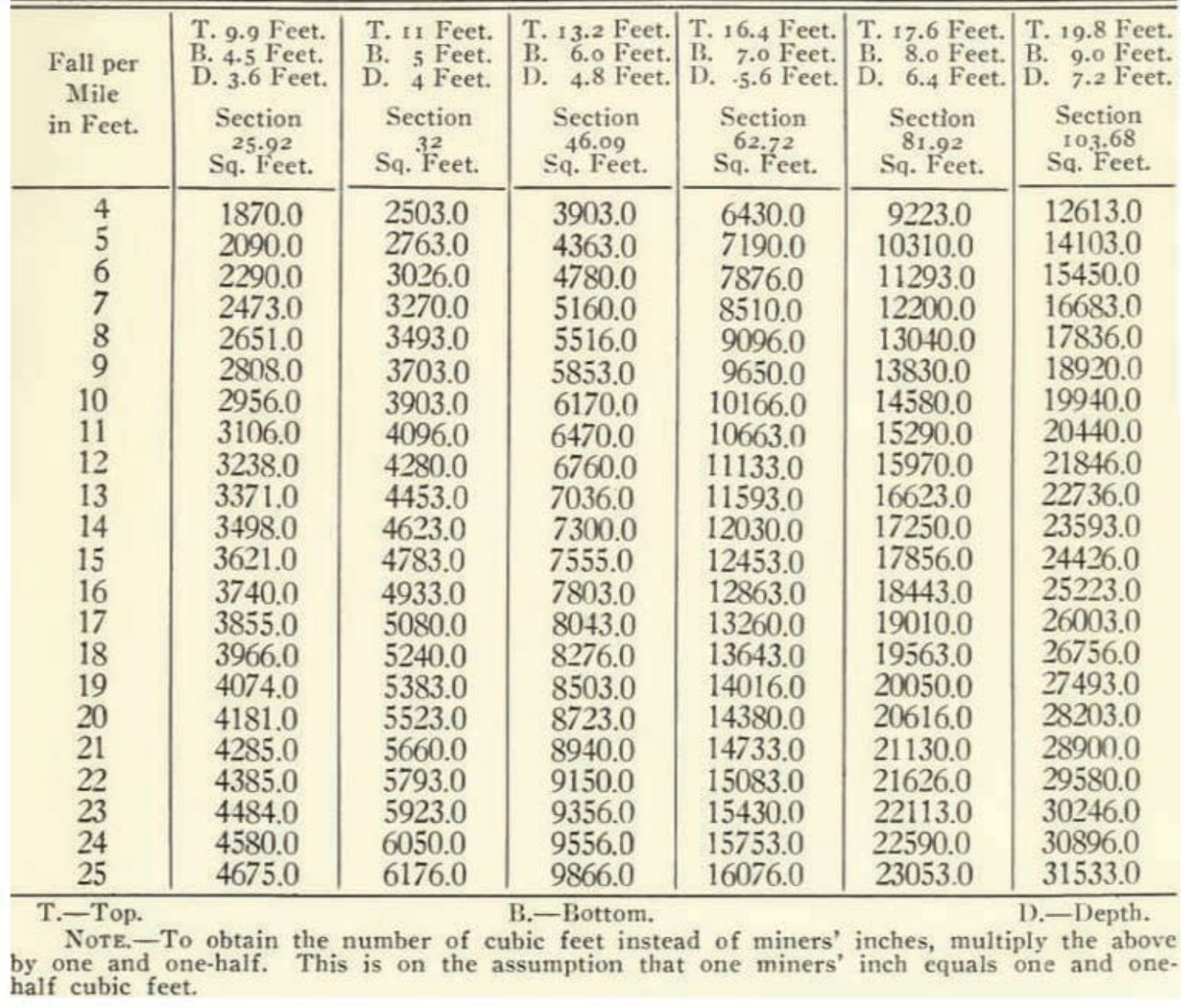| Fall per Mile in Feet. | T. 9.9 Feet. B. 4.5 Feet. D. 3.6 Feet. Section 25.92 Sq. Feet. | T. 11 Feet. B. 5 Feet. D. 4 Feet. Section 32 Sq. Feet. | T. 13.2 Feet. B. 6.0 Feet. D. 4.8 Feet. Section 46.09 Sq. Feet. | T. 16.4 Feet. B. 7.0 Feet. D. .5.6 Feet. Section 62.72 Sq. Feet. | T. 17.6 Feet. B. 8.0 Feet. D. 6.4 Feet. Section 81.92 Sq. Feet. | T. 19.8 Feet. B. 9.0 Feet. D. 7.2 Feet. Section 103.68 Sq. Feet. |
|---|---|---|---|---|---|---|
| 4 | 1870.0 | 2503.0 | 3903.0 | 6430.0 | 9223.0 | 12613.0 |
| 5 | 2090.0 | 2763.0 | 4363.0 | 7190.0 | 10310.0 | 14103.0 |
| 6 | 2290.0 | 3026.0 | 4780.0 | 7876.0 | 11293.0 | 15450.0 |
| 7 | 2473.0 | 3270.0 | 5160.0 | 8510.0 | 12200.0 | 16683.0 |
| 8 | 2651.0 | 3493.0 | 5516.0 | 9096.0 | 13040.0 | 17836.0 |
| 9 | 2808.0 | 3703.0 | 5853.0 | 9650.0 | 13830.0 | 18920.0 |
| 10 | 2956.0 | 3903.0 | 6170.0 | 10166.0 | 14580.0 | 19940.0 |
| 11 | 3106.0 | 4096.0 | 6470.0 | 10663.0 | 15290.0 | 20440.0 |
| 12 | 3238.0 | 4280.0 | 6760.0 | 11133.0 | 15970.0 | 21846.0 |
| 13 | 3371.0 | 4453.0 | 7036.0 | 11593.0 | 16623.0 | 22736.0 |
| 14 | 3498.0 | 4623.0 | 7300.0 | 12030.0 | 17250.0 | 23593.0 |
| 15 | 3621.0 | 4783.0 | 7555.0 | 12453.0 | 17856.0 | 24426.0 |
| 16 | 3740.0 | 4933.0 | 7803.0 | 12863.0 | 18443.0 | 25223.0 |
| 17 | 3855.0 | 5080.0 | 8043.0 | 13260.0 | 19010.0 | 26003.0 |
| 18 | 3966.0 | 5240.0 | 8276.0 | 13643.0 | 19563.0 | 26756.0 |
| 19 | 4074.0 | 5383.0 | 8503.0 | 14016.0 | 20050.0 | 27493.0 |
| 20 | 4181.0 | 5523.0 | 8723.0 | 14380.0 | 20616.0 | 28203.0 |
| 21 | 4285.0 | 5660.0 | 8940.0 | 14733.0 | 21130.0 | 28900.0 |
| 22 | 4385.0 | 5793.0 | 9150.0 | 15083.0 | 21626.0 | 29580.0 |
| 23 | 4484.0 | 5923.0 | 9356.0 | 15430.0 | 22113.0 | 30246.0 |
| 24 | 4580.0 | 6050.0 | 9556.0 | 15753.0 | 22590.0 | 30896.0 |
| 25 | 4675.0 | 6176.0 | 9866.0 | 16076.0 | 23053.0 | 31533.0 |

T.—Top. B.—Bottom. D.—Depth.

NOTE.—To obtain the number of cubic feet instead of miners' inches, multiply the above by one and one-half. This is on the assumption that one miners' inch equals one and one-half cubic feet.